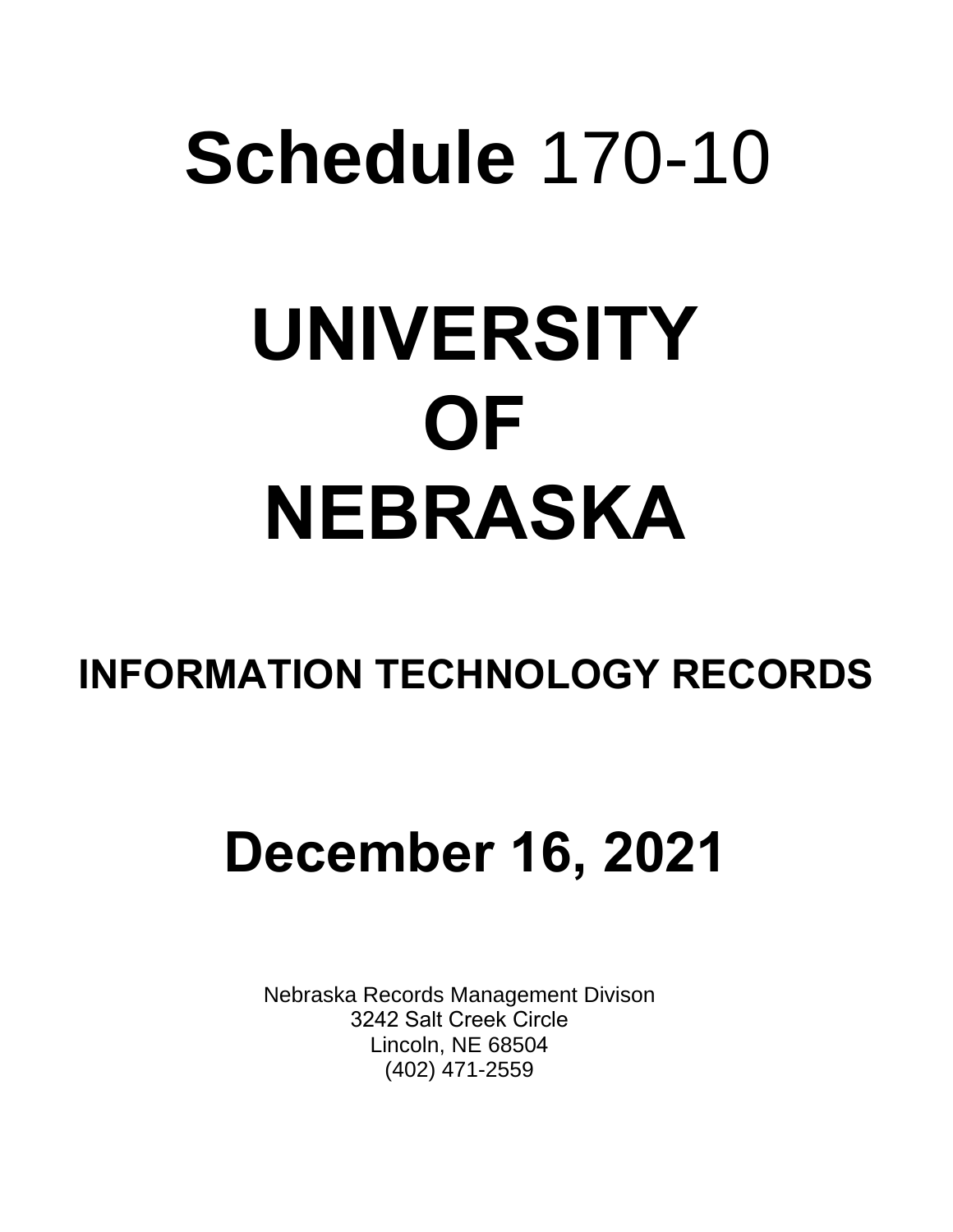# **Schedule** 170-10

# UNIVERSITY OF NEBRASKA

## INFORMATION TECHNOLOGY RECORDS

## December 16, 2021

Nebraska Records Management Divison
3242 Salt Creek Circle
Lincoln, NE 68504
(402) 471-2559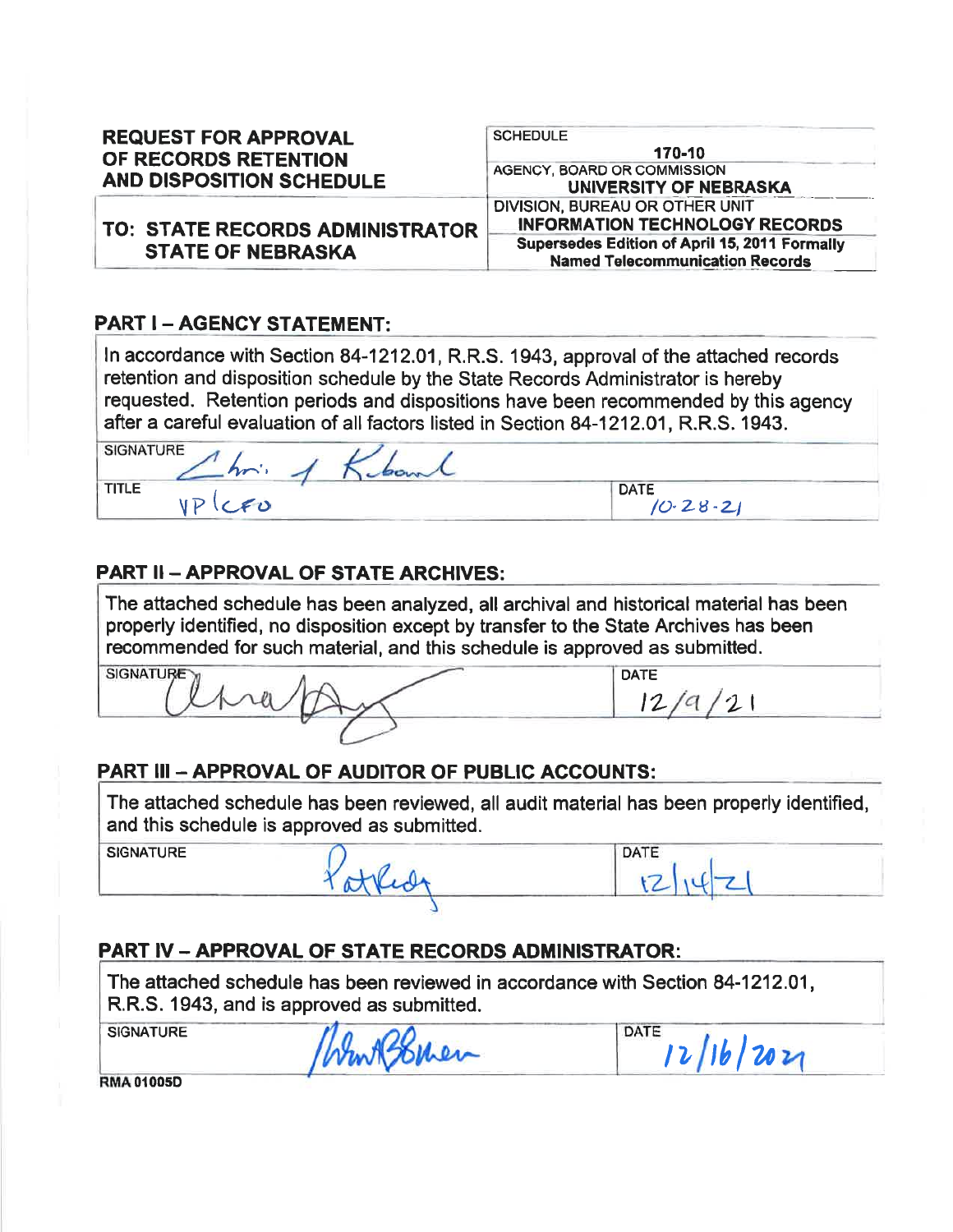## REQUEST FOR APPROVAL OF RECORDS RETENTION AND DISPOSITION SCHEDULE

**TO: STATE RECORDS ADMINISTRATOR STATE OF NEBRASKA**

| | |
|---|---|
| SCHEDULE | **170-10** |
| AGENCY, BOARD OR COMMISSION | **UNIVERSITY OF NEBRASKA** |
| DIVISION, BUREAU OR OTHER UNIT | **INFORMATION TECHNOLOGY RECORDS** |
| **Supersedes Edition of April 15, 2011 Formally Named Telecommunication Records** | |

### PART I – AGENCY STATEMENT:

In accordance with Section 84-1212.01, R.R.S. 1943, approval of the attached records retention and disposition schedule by the State Records Administrator is hereby requested. Retention periods and dispositions have been recommended by this agency after a careful evaluation of all factors listed in Section 84-1212.01, R.R.S. 1943.

| | |
|---|---|
| SIGNATURE Chris J Kabourek | |
| TITLE VP/CFO | DATE 10-28-21 |

### PART II – APPROVAL OF STATE ARCHIVES:

The attached schedule has been analyzed, all archival and historical material has been properly identified, no disposition except by transfer to the State Archives has been recommended for such material, and this schedule is approved as submitted.

| | |
|---|---|
| SIGNATURE [signature] | DATE 12/9/21 |

### PART III – APPROVAL OF AUDITOR OF PUBLIC ACCOUNTS:

The attached schedule has been reviewed, all audit material has been properly identified, and this schedule is approved as submitted.

| | |
|---|---|
| SIGNATURE Pat Reding | DATE 12/14/21 |

### PART IV – APPROVAL OF STATE RECORDS ADMINISTRATOR:

The attached schedule has been reviewed in accordance with Section 84-1212.01, R.R.S. 1943, and is approved as submitted.

| | |
|---|---|
| SIGNATURE [signature] | DATE 12/16/2021 |

RMA 01005D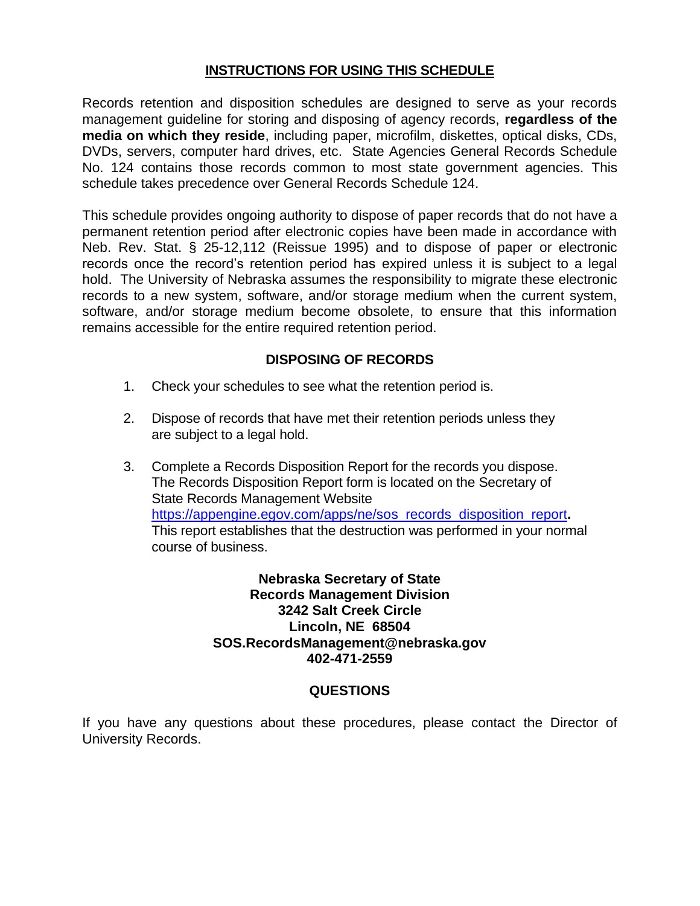## INSTRUCTIONS FOR USING THIS SCHEDULE

Records retention and disposition schedules are designed to serve as your records management guideline for storing and disposing of agency records, **regardless of the media on which they reside**, including paper, microfilm, diskettes, optical disks, CDs, DVDs, servers, computer hard drives, etc. State Agencies General Records Schedule No. 124 contains those records common to most state government agencies. This schedule takes precedence over General Records Schedule 124.

This schedule provides ongoing authority to dispose of paper records that do not have a permanent retention period after electronic copies have been made in accordance with Neb. Rev. Stat. § 25-12,112 (Reissue 1995) and to dispose of paper or electronic records once the record's retention period has expired unless it is subject to a legal hold. The University of Nebraska assumes the responsibility to migrate these electronic records to a new system, software, and/or storage medium when the current system, software, and/or storage medium become obsolete, to ensure that this information remains accessible for the entire required retention period.

### DISPOSING OF RECORDS

1. Check your schedules to see what the retention period is.

2. Dispose of records that have met their retention periods unless they are subject to a legal hold.

3. Complete a Records Disposition Report for the records you dispose. The Records Disposition Report form is located on the Secretary of State Records Management Website https://appengine.egov.com/apps/ne/sos_records_disposition_report**.** This report establishes that the destruction was performed in your normal course of business.

**Nebraska Secretary of State**
**Records Management Division**
**3242 Salt Creek Circle**
**Lincoln, NE 68504**
**SOS.RecordsManagement@nebraska.gov**
**402-471-2559**

### QUESTIONS

If you have any questions about these procedures, please contact the Director of University Records.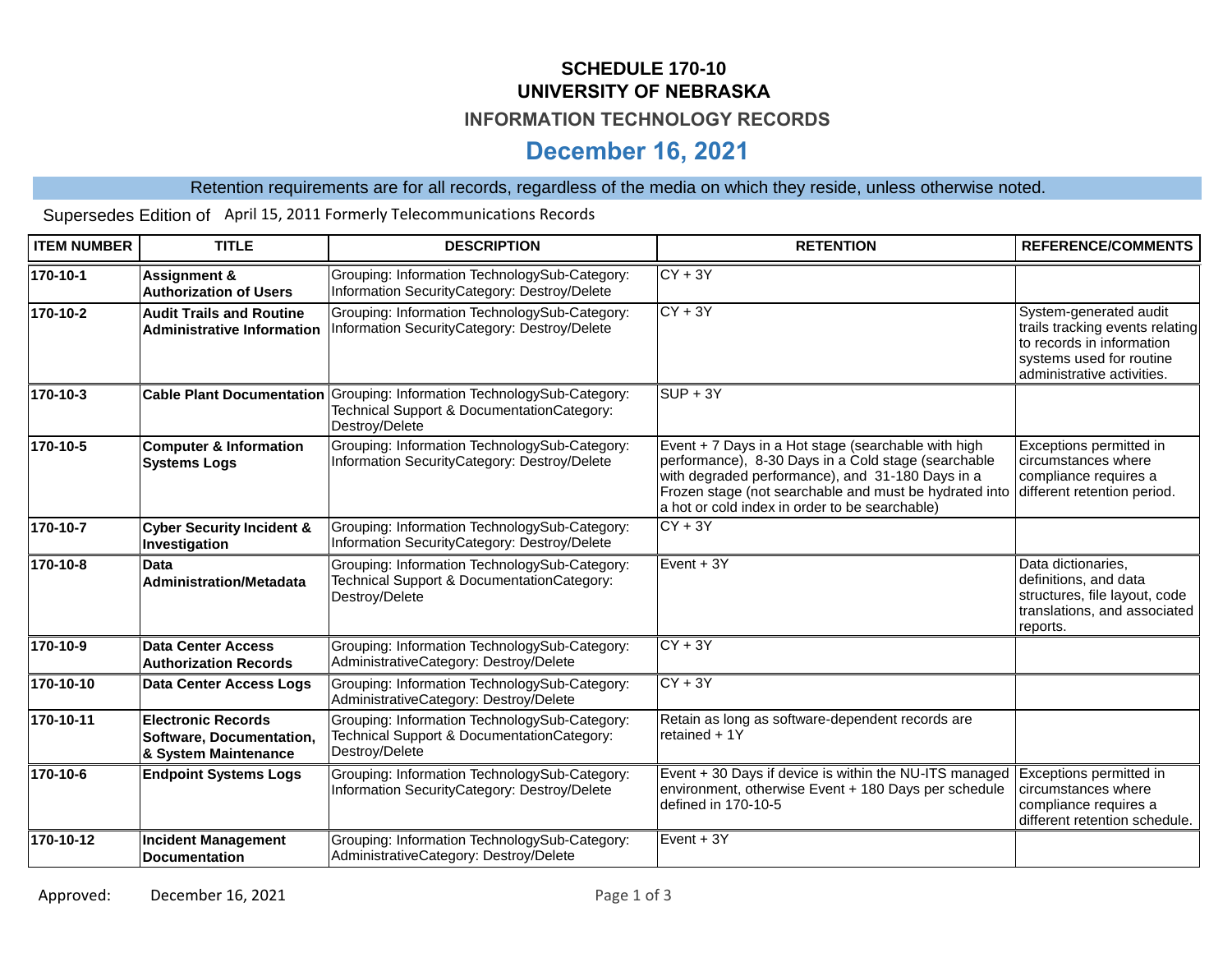# SCHEDULE 170-10
# UNIVERSITY OF NEBRASKA
## INFORMATION TECHNOLOGY RECORDS
## December 16, 2021

Retention requirements are for all records, regardless of the media on which they reside, unless otherwise noted.

Supersedes Edition of April 15, 2011 Formerly Telecommunications Records

| ITEM NUMBER | TITLE | DESCRIPTION | RETENTION | REFERENCE/COMMENTS |
|---|---|---|---|---|
| **170-10-1** | **Assignment & Authorization of Users** | Grouping: Information TechnologySub-Category: Information SecurityCategory: Destroy/Delete | CY + 3Y | |
| **170-10-2** | **Audit Trails and Routine Administrative Information** | Grouping: Information TechnologySub-Category: Information SecurityCategory: Destroy/Delete | CY + 3Y | System-generated audit trails tracking events relating to records in information systems used for routine administrative activities. |
| **170-10-3** | **Cable Plant Documentation** | Grouping: Information TechnologySub-Category: Technical Support & DocumentationCategory: Destroy/Delete | SUP + 3Y | |
| **170-10-5** | **Computer & Information Systems Logs** | Grouping: Information TechnologySub-Category: Information SecurityCategory: Destroy/Delete | Event + 7 Days in a Hot stage (searchable with high performance), 8-30 Days in a Cold stage (searchable with degraded performance), and 31-180 Days in a Frozen stage (not searchable and must be hydrated into a hot or cold index in order to be searchable) | Exceptions permitted in circumstances where compliance requires a different retention period. |
| **170-10-7** | **Cyber Security Incident & Investigation** | Grouping: Information TechnologySub-Category: Information SecurityCategory: Destroy/Delete | CY + 3Y | |
| **170-10-8** | **Data Administration/Metadata** | Grouping: Information TechnologySub-Category: Technical Support & DocumentationCategory: Destroy/Delete | Event + 3Y | Data dictionaries, definitions, and data structures, file layout, code translations, and associated reports. |
| **170-10-9** | **Data Center Access Authorization Records** | Grouping: Information TechnologySub-Category: AdministrativeCategory: Destroy/Delete | CY + 3Y | |
| **170-10-10** | **Data Center Access Logs** | Grouping: Information TechnologySub-Category: AdministrativeCategory: Destroy/Delete | CY + 3Y | |
| **170-10-11** | **Electronic Records Software, Documentation, & System Maintenance** | Grouping: Information TechnologySub-Category: Technical Support & DocumentationCategory: Destroy/Delete | Retain as long as software-dependent records are retained + 1Y | |
| **170-10-6** | **Endpoint Systems Logs** | Grouping: Information TechnologySub-Category: Information SecurityCategory: Destroy/Delete | Event + 30 Days if device is within the NU-ITS managed environment, otherwise Event + 180 Days per schedule defined in 170-10-5 | Exceptions permitted in circumstances where compliance requires a different retention schedule. |
| **170-10-12** | **Incident Management Documentation** | Grouping: Information TechnologySub-Category: AdministrativeCategory: Destroy/Delete | Event + 3Y | |

Approved: December 16, 2021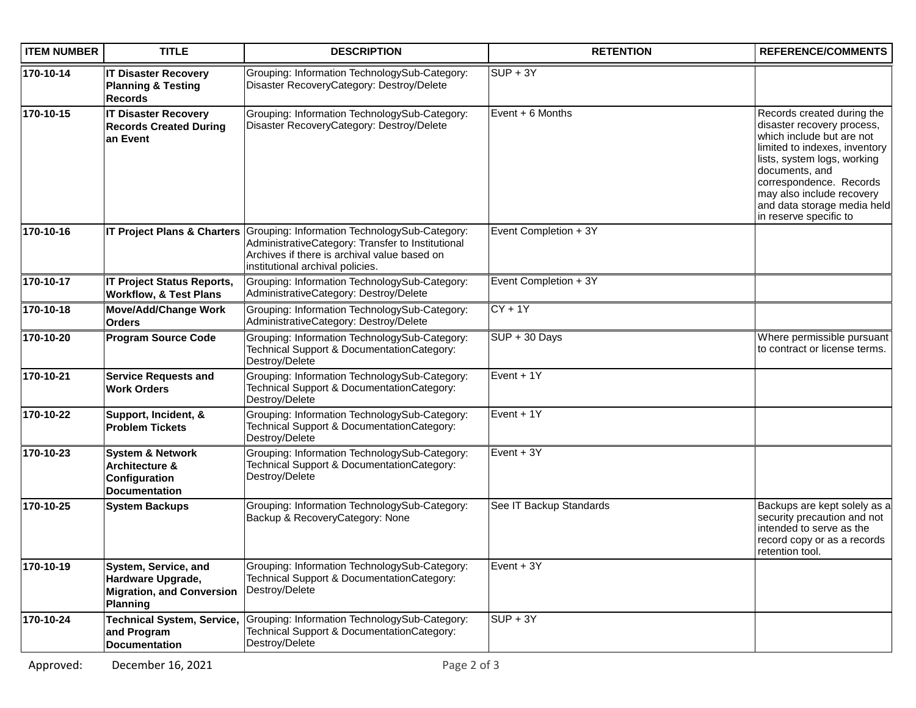| ITEM NUMBER | TITLE | DESCRIPTION | RETENTION | REFERENCE/COMMENTS |
|---|---|---|---|---|
| 170-10-14 | **IT Disaster Recovery Planning & Testing Records** | Grouping: Information TechnologySub-Category: Disaster RecoveryCategory: Destroy/Delete | SUP + 3Y | |
| 170-10-15 | **IT Disaster Recovery Records Created During an Event** | Grouping: Information TechnologySub-Category: Disaster RecoveryCategory: Destroy/Delete | Event + 6 Months | Records created during the disaster recovery process, which include but are not limited to indexes, inventory lists, system logs, working documents, and correspondence. Records may also include recovery and data storage media held in reserve specific to |
| 170-10-16 | **IT Project Plans & Charters** | Grouping: Information TechnologySub-Category: AdministrativeCategory: Transfer to Institutional Archives if there is archival value based on institutional archival policies. | Event Completion + 3Y | |
| 170-10-17 | **IT Project Status Reports, Workflow, & Test Plans** | Grouping: Information TechnologySub-Category: AdministrativeCategory: Destroy/Delete | Event Completion + 3Y | |
| 170-10-18 | **Move/Add/Change Work Orders** | Grouping: Information TechnologySub-Category: AdministrativeCategory: Destroy/Delete | CY + 1Y | |
| 170-10-20 | **Program Source Code** | Grouping: Information TechnologySub-Category: Technical Support & DocumentationCategory: Destroy/Delete | SUP + 30 Days | Where permissible pursuant to contract or license terms. |
| 170-10-21 | **Service Requests and Work Orders** | Grouping: Information TechnologySub-Category: Technical Support & DocumentationCategory: Destroy/Delete | Event + 1Y | |
| 170-10-22 | **Support, Incident, & Problem Tickets** | Grouping: Information TechnologySub-Category: Technical Support & DocumentationCategory: Destroy/Delete | Event + 1Y | |
| 170-10-23 | **System & Network Architecture & Configuration Documentation** | Grouping: Information TechnologySub-Category: Technical Support & DocumentationCategory: Destroy/Delete | Event + 3Y | |
| 170-10-25 | **System Backups** | Grouping: Information TechnologySub-Category: Backup & RecoveryCategory: None | See IT Backup Standards | Backups are kept solely as a security precaution and not intended to serve as the record copy or as a records retention tool. |
| 170-10-19 | **System, Service, and Hardware Upgrade, Migration, and Conversion Planning** | Grouping: Information TechnologySub-Category: Technical Support & DocumentationCategory: Destroy/Delete | Event + 3Y | |
| 170-10-24 | **Technical System, Service, and Program Documentation** | Grouping: Information TechnologySub-Category: Technical Support & DocumentationCategory: Destroy/Delete | SUP + 3Y | |

Approved: December 16, 2021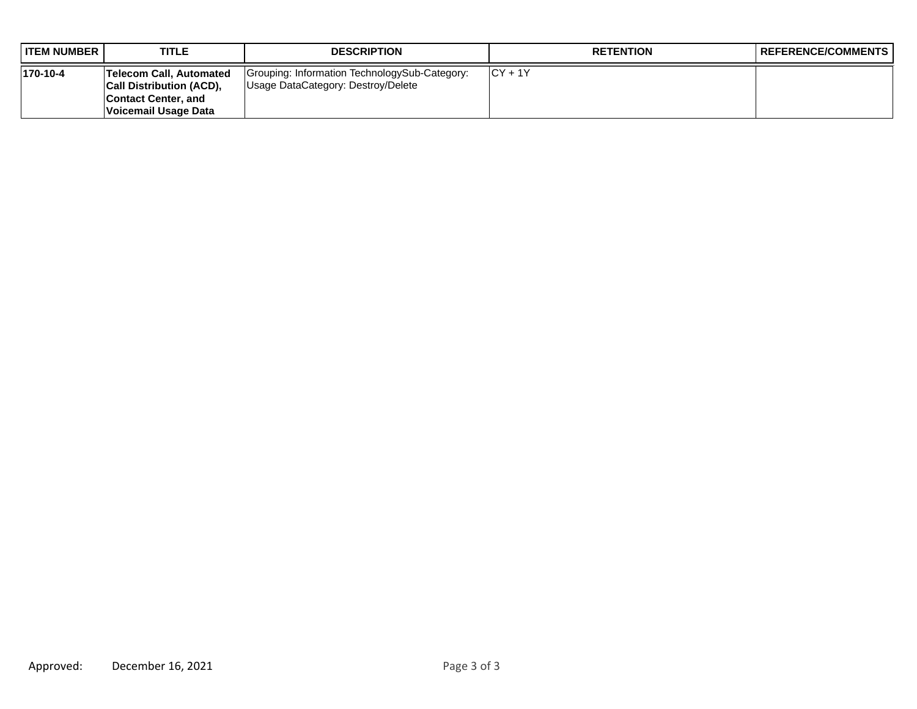| ITEM NUMBER | TITLE | DESCRIPTION | RETENTION | REFERENCE/COMMENTS |
|---|---|---|---|---|
| **170-10-4** | **Telecom Call, Automated Call Distribution (ACD), Contact Center, and Voicemail Usage Data** | Grouping: Information TechnologySub-Category: Usage DataCategory: Destroy/Delete | CY + 1Y | |

Approved: December 16, 2021